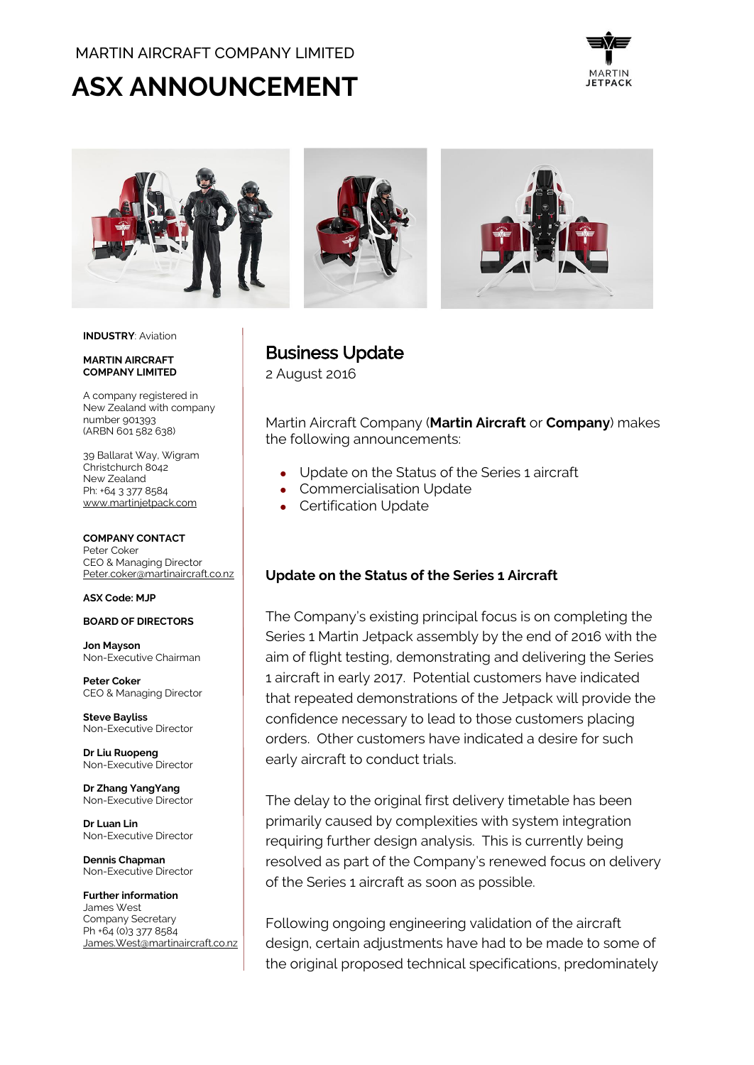MARTIN AIRCRAFT COMPANY LIMITED

# ASX ANNOUNCEMENT

**INDUSTRY**: Aviation

**MARTIN AIRCRAFT COMPANY LIMITED**

A company registered in New Zealand with company number 901393 (ARBN 601 582 638)

39 Ballarat Way, Wigram
Christchurch 8042
New Zealand
Ph: +64 3 377 8584
www.martinjetpack.com

**COMPANY CONTACT**
Peter Coker
CEO & Managing Director
Peter.coker@martinaircraft.co.nz

**ASX Code: MJP**

**BOARD OF DIRECTORS**

**Jon Mayson**
Non-Executive Chairman

**Peter Coker**
CEO & Managing Director

**Steve Bayliss**
Non-Executive Director

**Dr Liu Ruopeng**
Non-Executive Director

**Dr Zhang YangYang**
Non-Executive Director

**Dr Luan Lin**
Non-Executive Director

**Dennis Chapman**
Non-Executive Director

**Further information**
James West
Company Secretary
Ph +64 (0)3 377 8584
James.West@martinaircraft.co.nz

## Business Update

2 August 2016

Martin Aircraft Company (**Martin Aircraft** or **Company**) makes the following announcements:

- Update on the Status of the Series 1 aircraft
- Commercialisation Update
- Certification Update

### Update on the Status of the Series 1 Aircraft

The Company's existing principal focus is on completing the Series 1 Martin Jetpack assembly by the end of 2016 with the aim of flight testing, demonstrating and delivering the Series 1 aircraft in early 2017. Potential customers have indicated that repeated demonstrations of the Jetpack will provide the confidence necessary to lead to those customers placing orders. Other customers have indicated a desire for such early aircraft to conduct trials.

The delay to the original first delivery timetable has been primarily caused by complexities with system integration requiring further design analysis. This is currently being resolved as part of the Company's renewed focus on delivery of the Series 1 aircraft as soon as possible.

Following ongoing engineering validation of the aircraft design, certain adjustments have had to be made to some of the original proposed technical specifications, predominately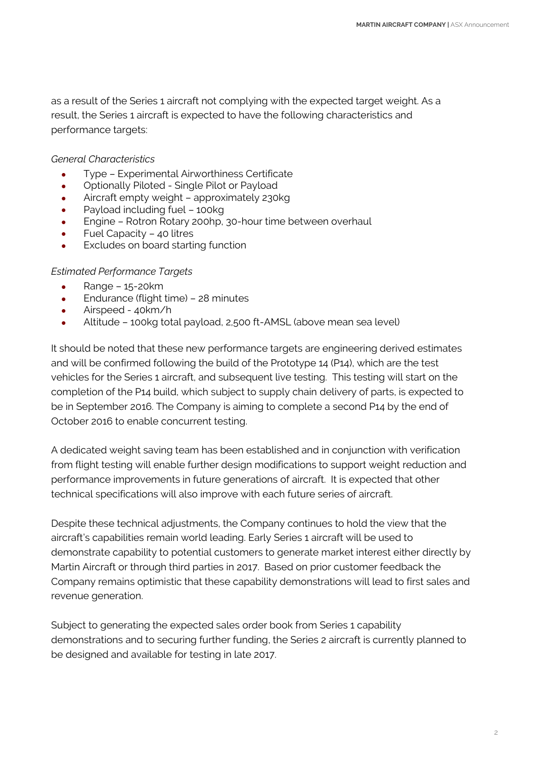as a result of the Series 1 aircraft not complying with the expected target weight. As a result, the Series 1 aircraft is expected to have the following characteristics and performance targets:

*General Characteristics*

- Type – Experimental Airworthiness Certificate
- Optionally Piloted - Single Pilot or Payload
- Aircraft empty weight – approximately 230kg
- Payload including fuel – 100kg
- Engine – Rotron Rotary 200hp, 30-hour time between overhaul
- Fuel Capacity – 40 litres
- Excludes on board starting function

*Estimated Performance Targets*

- Range – 15-20km
- Endurance (flight time) – 28 minutes
- Airspeed - 40km/h
- Altitude – 100kg total payload, 2,500 ft-AMSL (above mean sea level)

It should be noted that these new performance targets are engineering derived estimates and will be confirmed following the build of the Prototype 14 (P14), which are the test vehicles for the Series 1 aircraft, and subsequent live testing. This testing will start on the completion of the P14 build, which subject to supply chain delivery of parts, is expected to be in September 2016. The Company is aiming to complete a second P14 by the end of October 2016 to enable concurrent testing.

A dedicated weight saving team has been established and in conjunction with verification from flight testing will enable further design modifications to support weight reduction and performance improvements in future generations of aircraft. It is expected that other technical specifications will also improve with each future series of aircraft.

Despite these technical adjustments, the Company continues to hold the view that the aircraft's capabilities remain world leading. Early Series 1 aircraft will be used to demonstrate capability to potential customers to generate market interest either directly by Martin Aircraft or through third parties in 2017. Based on prior customer feedback the Company remains optimistic that these capability demonstrations will lead to first sales and revenue generation.

Subject to generating the expected sales order book from Series 1 capability demonstrations and to securing further funding, the Series 2 aircraft is currently planned to be designed and available for testing in late 2017.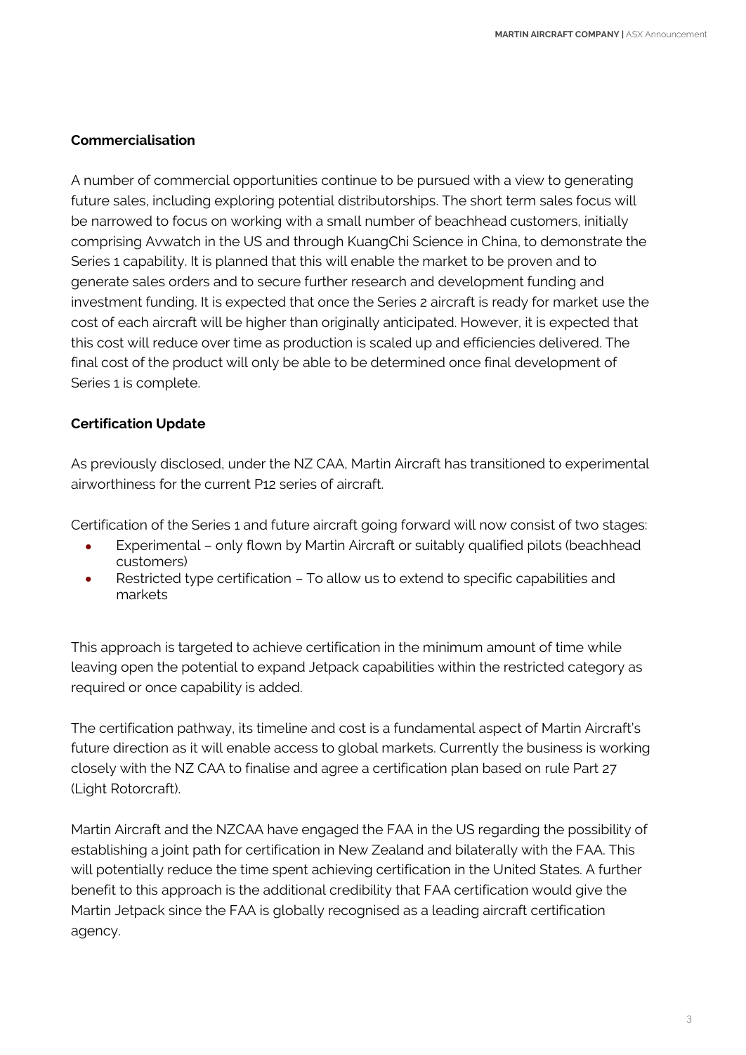**Commercialisation**

A number of commercial opportunities continue to be pursued with a view to generating future sales, including exploring potential distributorships. The short term sales focus will be narrowed to focus on working with a small number of beachhead customers, initially comprising Avwatch in the US and through KuangChi Science in China, to demonstrate the Series 1 capability. It is planned that this will enable the market to be proven and to generate sales orders and to secure further research and development funding and investment funding. It is expected that once the Series 2 aircraft is ready for market use the cost of each aircraft will be higher than originally anticipated. However, it is expected that this cost will reduce over time as production is scaled up and efficiencies delivered. The final cost of the product will only be able to be determined once final development of Series 1 is complete.

**Certification Update**

As previously disclosed, under the NZ CAA, Martin Aircraft has transitioned to experimental airworthiness for the current P12 series of aircraft.

Certification of the Series 1 and future aircraft going forward will now consist of two stages:

- Experimental – only flown by Martin Aircraft or suitably qualified pilots (beachhead customers)
- Restricted type certification – To allow us to extend to specific capabilities and markets

This approach is targeted to achieve certification in the minimum amount of time while leaving open the potential to expand Jetpack capabilities within the restricted category as required or once capability is added.

The certification pathway, its timeline and cost is a fundamental aspect of Martin Aircraft's future direction as it will enable access to global markets. Currently the business is working closely with the NZ CAA to finalise and agree a certification plan based on rule Part 27 (Light Rotorcraft).

Martin Aircraft and the NZCAA have engaged the FAA in the US regarding the possibility of establishing a joint path for certification in New Zealand and bilaterally with the FAA. This will potentially reduce the time spent achieving certification in the United States. A further benefit to this approach is the additional credibility that FAA certification would give the Martin Jetpack since the FAA is globally recognised as a leading aircraft certification agency.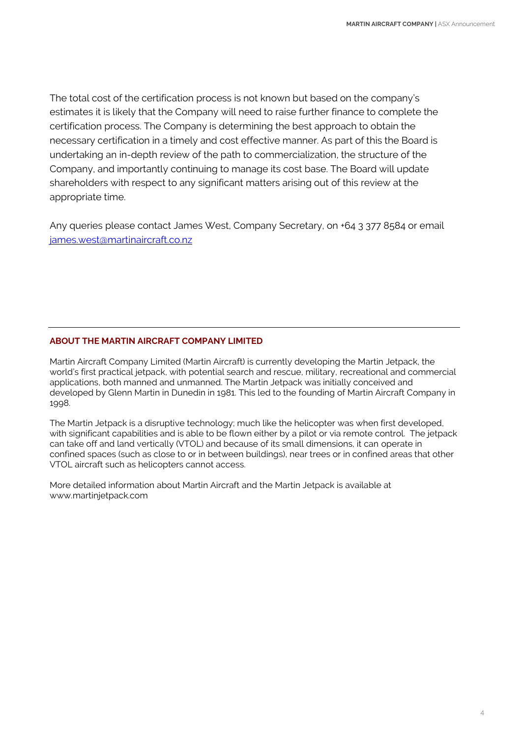The total cost of the certification process is not known but based on the company's estimates it is likely that the Company will need to raise further finance to complete the certification process. The Company is determining the best approach to obtain the necessary certification in a timely and cost effective manner. As part of this the Board is undertaking an in-depth review of the path to commercialization, the structure of the Company, and importantly continuing to manage its cost base. The Board will update shareholders with respect to any significant matters arising out of this review at the appropriate time.

Any queries please contact James West, Company Secretary, on +64 3 377 8584 or email james.west@martinaircraft.co.nz

---

## ABOUT THE MARTIN AIRCRAFT COMPANY LIMITED

Martin Aircraft Company Limited (Martin Aircraft) is currently developing the Martin Jetpack, the world's first practical jetpack, with potential search and rescue, military, recreational and commercial applications, both manned and unmanned. The Martin Jetpack was initially conceived and developed by Glenn Martin in Dunedin in 1981. This led to the founding of Martin Aircraft Company in 1998.

The Martin Jetpack is a disruptive technology; much like the helicopter was when first developed, with significant capabilities and is able to be flown either by a pilot or via remote control. The jetpack can take off and land vertically (VTOL) and because of its small dimensions, it can operate in confined spaces (such as close to or in between buildings), near trees or in confined areas that other VTOL aircraft such as helicopters cannot access.

More detailed information about Martin Aircraft and the Martin Jetpack is available at www.martinjetpack.com